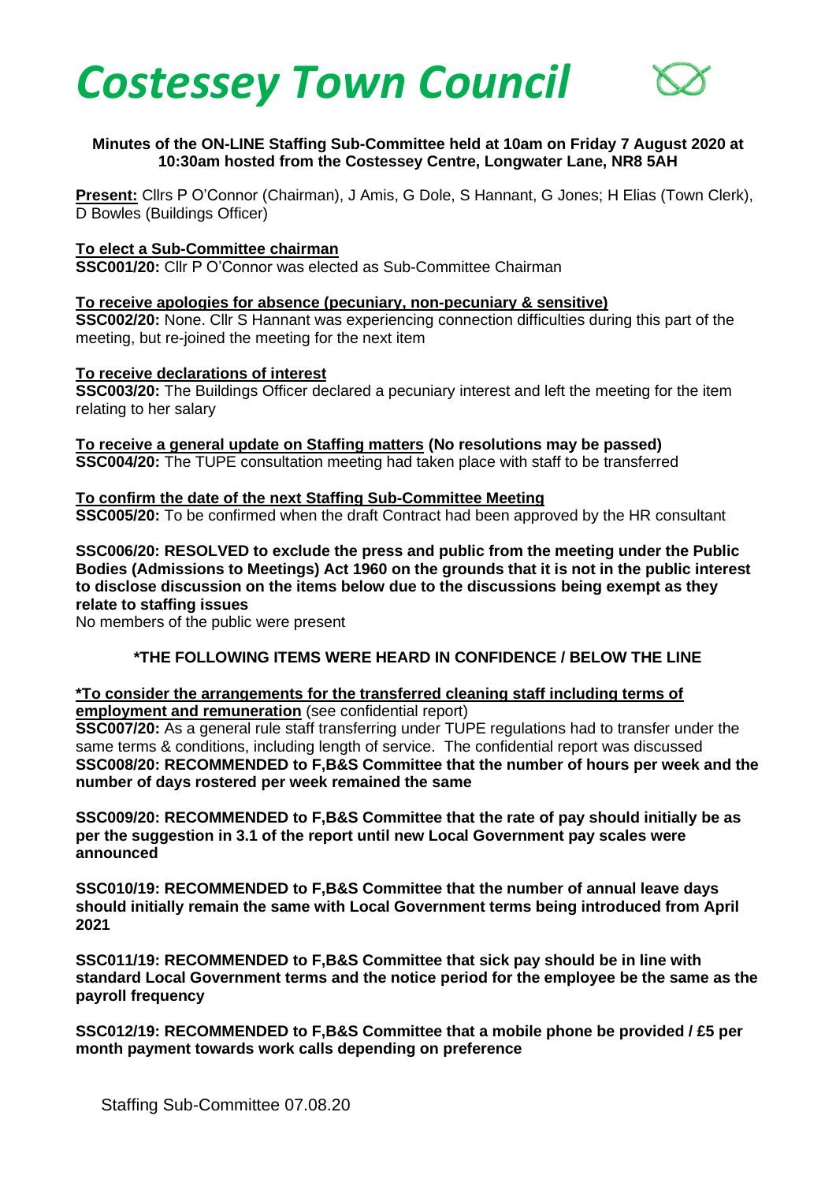# *Costessey Town Council*

**Minutes of the ON-LINE Staffing Sub-Committee held at 10am on Friday 7 August 2020 at 10:30am hosted from the Costessey Centre, Longwater Lane, NR8 5AH**

**Present:** Cllrs P O'Connor (Chairman), J Amis, G Dole, S Hannant, G Jones; H Elias (Town Clerk), D Bowles (Buildings Officer)

**To elect a Sub-Committee chairman**
**SSC001/20:** Cllr P O'Connor was elected as Sub-Committee Chairman

**To receive apologies for absence (pecuniary, non-pecuniary & sensitive)**
**SSC002/20:** None. Cllr S Hannant was experiencing connection difficulties during this part of the meeting, but re-joined the meeting for the next item

**To receive declarations of interest**
**SSC003/20:** The Buildings Officer declared a pecuniary interest and left the meeting for the item relating to her salary

**To receive a general update on Staffing matters (No resolutions may be passed)**
**SSC004/20:** The TUPE consultation meeting had taken place with staff to be transferred

**To confirm the date of the next Staffing Sub-Committee Meeting**
**SSC005/20:** To be confirmed when the draft Contract had been approved by the HR consultant

**SSC006/20: RESOLVED to exclude the press and public from the meeting under the Public Bodies (Admissions to Meetings) Act 1960 on the grounds that it is not in the public interest to disclose discussion on the items below due to the discussions being exempt as they relate to staffing issues**
No members of the public were present

**\*THE FOLLOWING ITEMS WERE HEARD IN CONFIDENCE / BELOW THE LINE**

**\*To consider the arrangements for the transferred cleaning staff including terms of employment and remuneration** (see confidential report)
**SSC007/20:** As a general rule staff transferring under TUPE regulations had to transfer under the same terms & conditions, including length of service. The confidential report was discussed
**SSC008/20: RECOMMENDED to F,B&S Committee that the number of hours per week and the number of days rostered per week remained the same**

**SSC009/20: RECOMMENDED to F,B&S Committee that the rate of pay should initially be as per the suggestion in 3.1 of the report until new Local Government pay scales were announced**

**SSC010/19: RECOMMENDED to F,B&S Committee that the number of annual leave days should initially remain the same with Local Government terms being introduced from April 2021**

**SSC011/19: RECOMMENDED to F,B&S Committee that sick pay should be in line with standard Local Government terms and the notice period for the employee be the same as the payroll frequency**

**SSC012/19: RECOMMENDED to F,B&S Committee that a mobile phone be provided / £5 per month payment towards work calls depending on preference**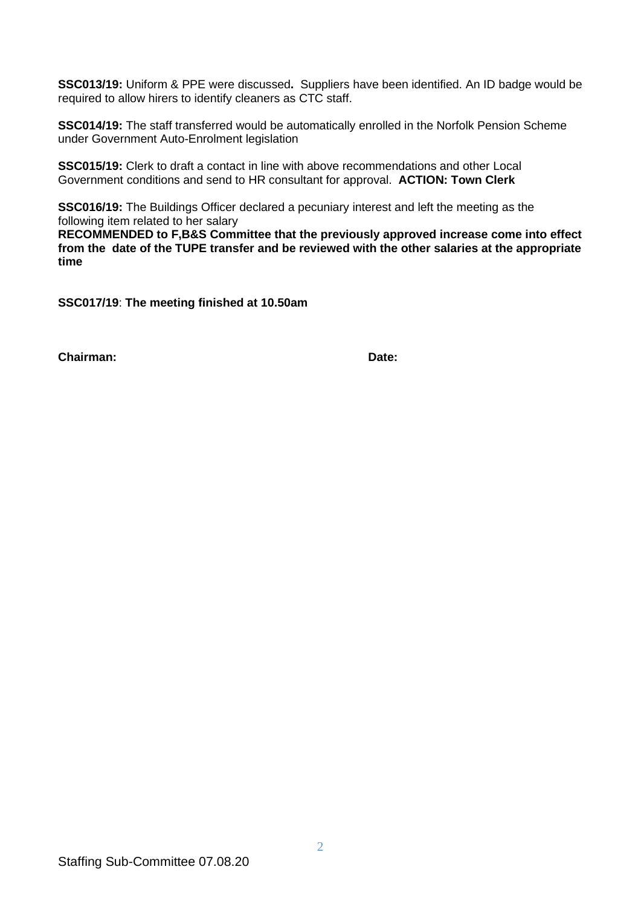**SSC013/19:** Uniform & PPE were discussed**.** Suppliers have been identified. An ID badge would be required to allow hirers to identify cleaners as CTC staff.

**SSC014/19:** The staff transferred would be automatically enrolled in the Norfolk Pension Scheme under Government Auto-Enrolment legislation

**SSC015/19:** Clerk to draft a contact in line with above recommendations and other Local Government conditions and send to HR consultant for approval. **ACTION: Town Clerk**

**SSC016/19:** The Buildings Officer declared a pecuniary interest and left the meeting as the following item related to her salary
**RECOMMENDED to F,B&S Committee that the previously approved increase come into effect from the date of the TUPE transfer and be reviewed with the other salaries at the appropriate time**

**SSC017/19**: **The meeting finished at 10.50am**

**Chairman:** **Date:**

Staffing Sub-Committee 07.08.20